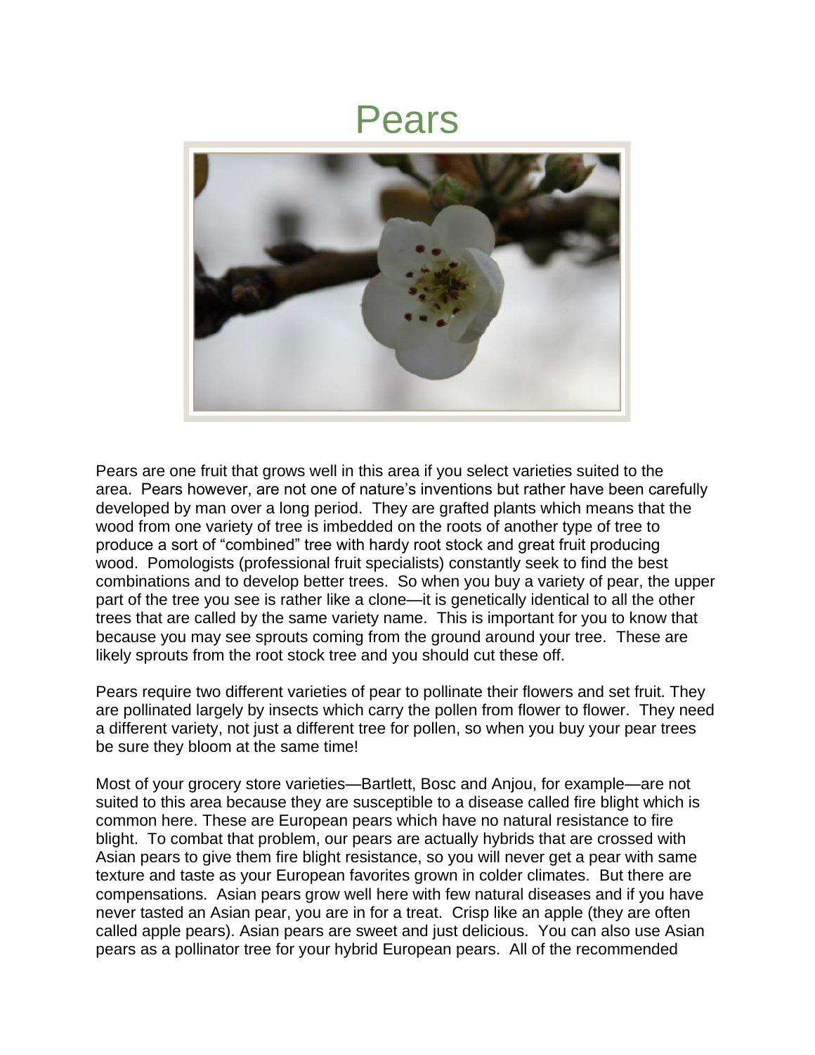# Pears

Pears are one fruit that grows well in this area if you select varieties suited to the area. Pears however, are not one of nature's inventions but rather have been carefully developed by man over a long period. They are grafted plants which means that the wood from one variety of tree is imbedded on the roots of another type of tree to produce a sort of "combined" tree with hardy root stock and great fruit producing wood. Pomologists (professional fruit specialists) constantly seek to find the best combinations and to develop better trees. So when you buy a variety of pear, the upper part of the tree you see is rather like a clone—it is genetically identical to all the other trees that are called by the same variety name. This is important for you to know that because you may see sprouts coming from the ground around your tree. These are likely sprouts from the root stock tree and you should cut these off.

Pears require two different varieties of pear to pollinate their flowers and set fruit. They are pollinated largely by insects which carry the pollen from flower to flower. They need a different variety, not just a different tree for pollen, so when you buy your pear trees be sure they bloom at the same time!

Most of your grocery store varieties—Bartlett, Bosc and Anjou, for example—are not suited to this area because they are susceptible to a disease called fire blight which is common here. These are European pears which have no natural resistance to fire blight. To combat that problem, our pears are actually hybrids that are crossed with Asian pears to give them fire blight resistance, so you will never get a pear with same texture and taste as your European favorites grown in colder climates. But there are compensations. Asian pears grow well here with few natural diseases and if you have never tasted an Asian pear, you are in for a treat. Crisp like an apple (they are often called apple pears). Asian pears are sweet and just delicious. You can also use Asian pears as a pollinator tree for your hybrid European pears. All of the recommended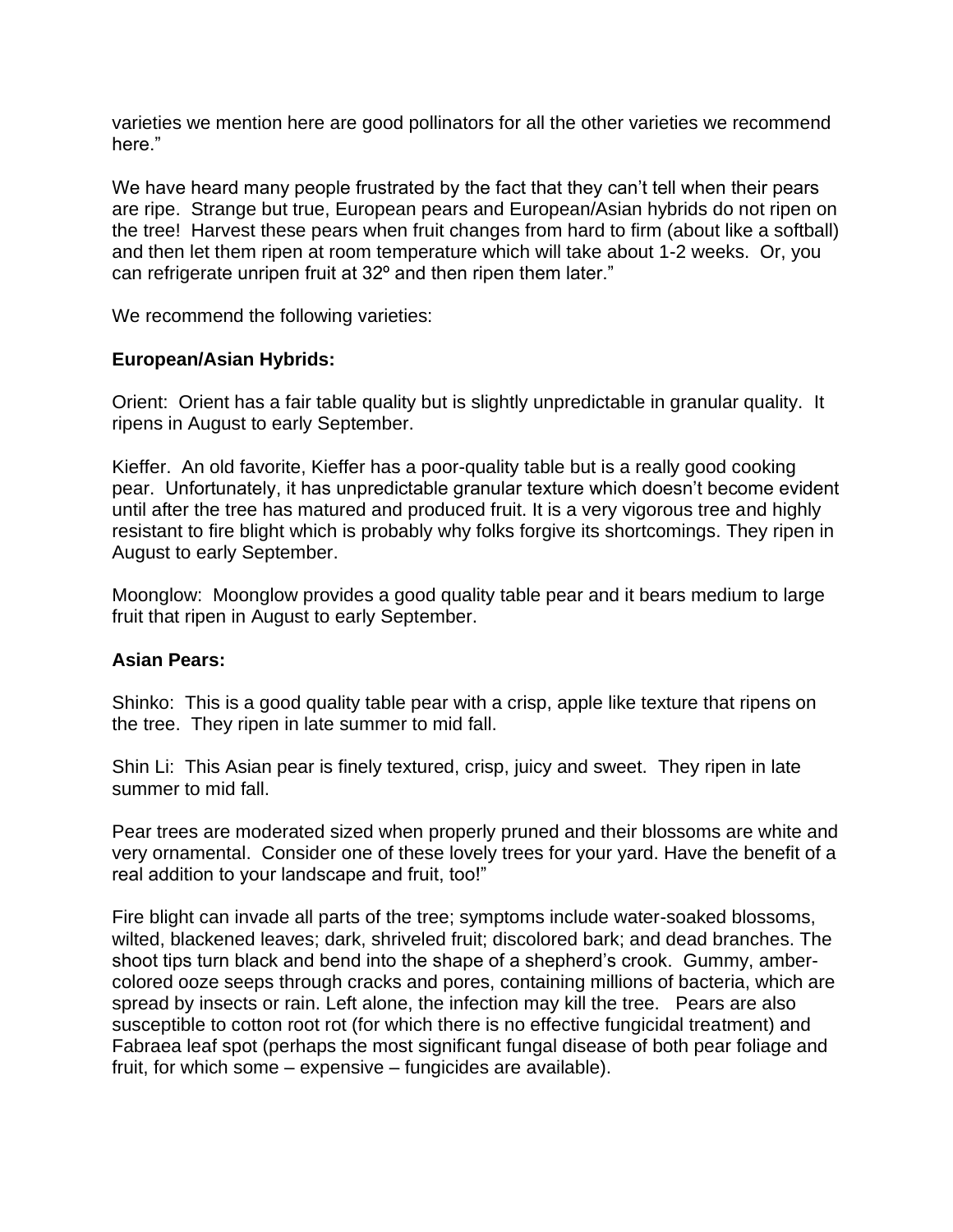varieties we mention here are good pollinators for all the other varieties we recommend here."

We have heard many people frustrated by the fact that they can't tell when their pears are ripe. Strange but true, European pears and European/Asian hybrids do not ripen on the tree! Harvest these pears when fruit changes from hard to firm (about like a softball) and then let them ripen at room temperature which will take about 1-2 weeks. Or, you can refrigerate unripen fruit at 32º and then ripen them later."

We recommend the following varieties:

**European/Asian Hybrids:**

Orient: Orient has a fair table quality but is slightly unpredictable in granular quality. It ripens in August to early September.

Kieffer. An old favorite, Kieffer has a poor-quality table but is a really good cooking pear. Unfortunately, it has unpredictable granular texture which doesn't become evident until after the tree has matured and produced fruit. It is a very vigorous tree and highly resistant to fire blight which is probably why folks forgive its shortcomings. They ripen in August to early September.

Moonglow: Moonglow provides a good quality table pear and it bears medium to large fruit that ripen in August to early September.

**Asian Pears:**

Shinko: This is a good quality table pear with a crisp, apple like texture that ripens on the tree. They ripen in late summer to mid fall.

Shin Li: This Asian pear is finely textured, crisp, juicy and sweet. They ripen in late summer to mid fall.

Pear trees are moderated sized when properly pruned and their blossoms are white and very ornamental. Consider one of these lovely trees for your yard. Have the benefit of a real addition to your landscape and fruit, too!"

Fire blight can invade all parts of the tree; symptoms include water-soaked blossoms, wilted, blackened leaves; dark, shriveled fruit; discolored bark; and dead branches. The shoot tips turn black and bend into the shape of a shepherd's crook. Gummy, amber-colored ooze seeps through cracks and pores, containing millions of bacteria, which are spread by insects or rain. Left alone, the infection may kill the tree. Pears are also susceptible to cotton root rot (for which there is no effective fungicidal treatment) and Fabraea leaf spot (perhaps the most significant fungal disease of both pear foliage and fruit, for which some – expensive – fungicides are available).